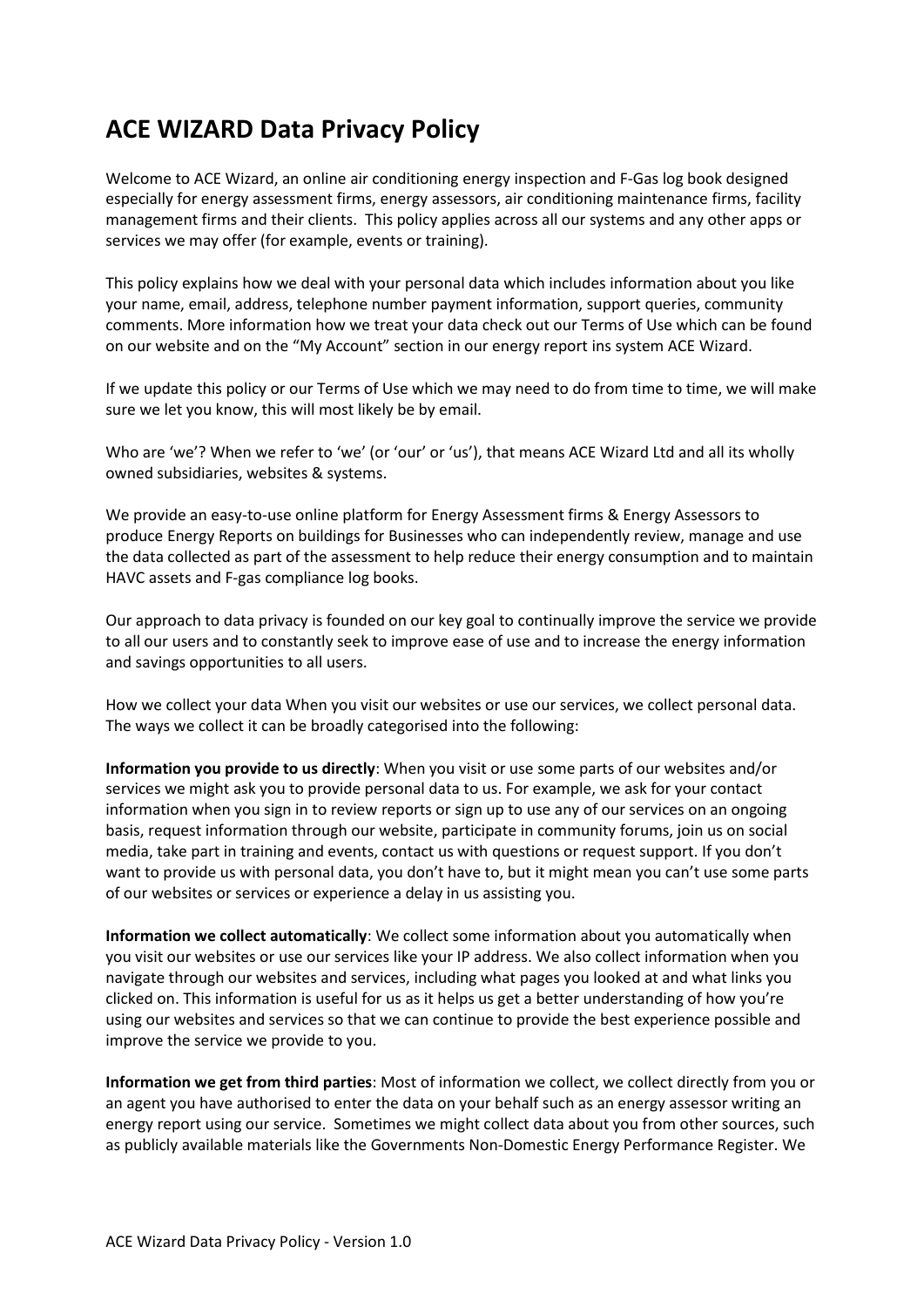# ACE WIZARD Data Privacy Policy

Welcome to ACE Wizard, an online air conditioning energy inspection and F-Gas log book designed especially for energy assessment firms, energy assessors, air conditioning maintenance firms, facility management firms and their clients. This policy applies across all our systems and any other apps or services we may offer (for example, events or training).

This policy explains how we deal with your personal data which includes information about you like your name, email, address, telephone number payment information, support queries, community comments. More information how we treat your data check out our Terms of Use which can be found on our website and on the "My Account" section in our energy report ins system ACE Wizard.

If we update this policy or our Terms of Use which we may need to do from time to time, we will make sure we let you know, this will most likely be by email.

Who are 'we'? When we refer to 'we' (or 'our' or 'us'), that means ACE Wizard Ltd and all its wholly owned subsidiaries, websites & systems.

We provide an easy-to-use online platform for Energy Assessment firms & Energy Assessors to produce Energy Reports on buildings for Businesses who can independently review, manage and use the data collected as part of the assessment to help reduce their energy consumption and to maintain HAVC assets and F-gas compliance log books.

Our approach to data privacy is founded on our key goal to continually improve the service we provide to all our users and to constantly seek to improve ease of use and to increase the energy information and savings opportunities to all users.

How we collect your data When you visit our websites or use our services, we collect personal data. The ways we collect it can be broadly categorised into the following:

**Information you provide to us directly**: When you visit or use some parts of our websites and/or services we might ask you to provide personal data to us. For example, we ask for your contact information when you sign in to review reports or sign up to use any of our services on an ongoing basis, request information through our website, participate in community forums, join us on social media, take part in training and events, contact us with questions or request support. If you don't want to provide us with personal data, you don't have to, but it might mean you can't use some parts of our websites or services or experience a delay in us assisting you.

**Information we collect automatically**: We collect some information about you automatically when you visit our websites or use our services like your IP address. We also collect information when you navigate through our websites and services, including what pages you looked at and what links you clicked on. This information is useful for us as it helps us get a better understanding of how you're using our websites and services so that we can continue to provide the best experience possible and improve the service we provide to you.

**Information we get from third parties**: Most of information we collect, we collect directly from you or an agent you have authorised to enter the data on your behalf such as an energy assessor writing an energy report using our service. Sometimes we might collect data about you from other sources, such as publicly available materials like the Governments Non-Domestic Energy Performance Register. We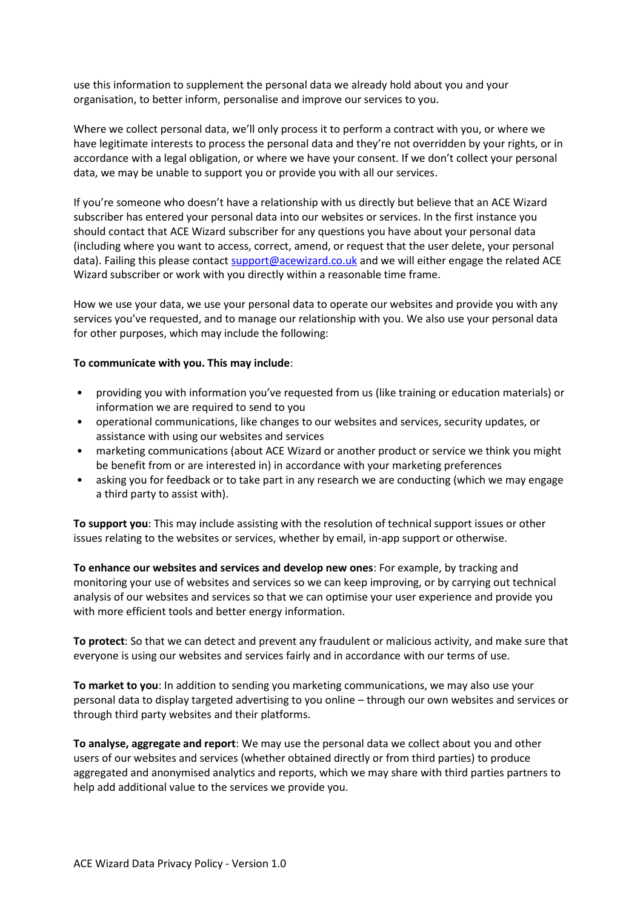use this information to supplement the personal data we already hold about you and your organisation, to better inform, personalise and improve our services to you.

Where we collect personal data, we'll only process it to perform a contract with you, or where we have legitimate interests to process the personal data and they're not overridden by your rights, or in accordance with a legal obligation, or where we have your consent. If we don't collect your personal data, we may be unable to support you or provide you with all our services.

If you're someone who doesn't have a relationship with us directly but believe that an ACE Wizard subscriber has entered your personal data into our websites or services. In the first instance you should contact that ACE Wizard subscriber for any questions you have about your personal data (including where you want to access, correct, amend, or request that the user delete, your personal data). Failing this please contact support@acewizard.co.uk and we will either engage the related ACE Wizard subscriber or work with you directly within a reasonable time frame.

How we use your data, we use your personal data to operate our websites and provide you with any services you've requested, and to manage our relationship with you. We also use your personal data for other purposes, which may include the following:

**To communicate with you. This may include**:

- providing you with information you've requested from us (like training or education materials) or information we are required to send to you
- operational communications, like changes to our websites and services, security updates, or assistance with using our websites and services
- marketing communications (about ACE Wizard or another product or service we think you might be benefit from or are interested in) in accordance with your marketing preferences
- asking you for feedback or to take part in any research we are conducting (which we may engage a third party to assist with).

**To support you**: This may include assisting with the resolution of technical support issues or other issues relating to the websites or services, whether by email, in-app support or otherwise.

**To enhance our websites and services and develop new ones**: For example, by tracking and monitoring your use of websites and services so we can keep improving, or by carrying out technical analysis of our websites and services so that we can optimise your user experience and provide you with more efficient tools and better energy information.

**To protect**: So that we can detect and prevent any fraudulent or malicious activity, and make sure that everyone is using our websites and services fairly and in accordance with our terms of use.

**To market to you**: In addition to sending you marketing communications, we may also use your personal data to display targeted advertising to you online – through our own websites and services or through third party websites and their platforms.

**To analyse, aggregate and report**: We may use the personal data we collect about you and other users of our websites and services (whether obtained directly or from third parties) to produce aggregated and anonymised analytics and reports, which we may share with third parties partners to help add additional value to the services we provide you.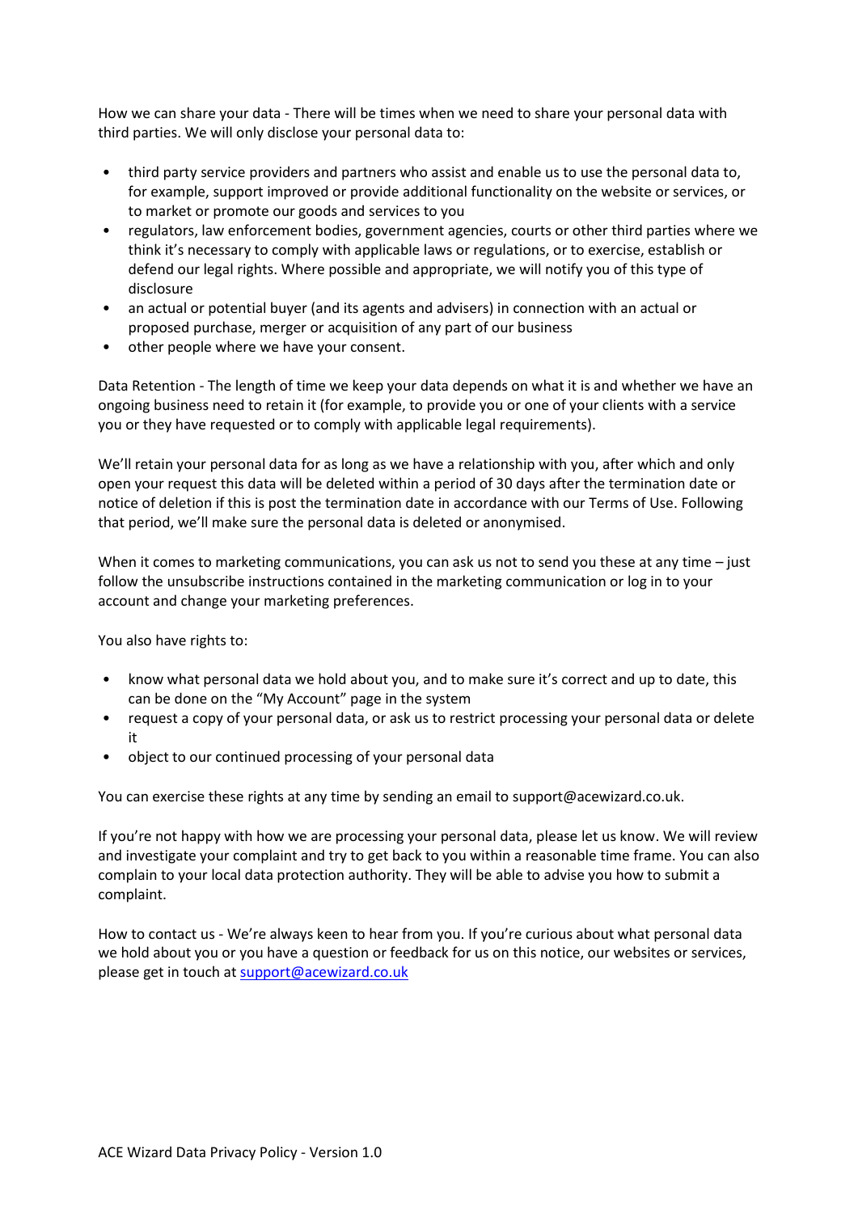How we can share your data - There will be times when we need to share your personal data with third parties. We will only disclose your personal data to:

- third party service providers and partners who assist and enable us to use the personal data to, for example, support improved or provide additional functionality on the website or services, or to market or promote our goods and services to you
- regulators, law enforcement bodies, government agencies, courts or other third parties where we think it's necessary to comply with applicable laws or regulations, or to exercise, establish or defend our legal rights. Where possible and appropriate, we will notify you of this type of disclosure
- an actual or potential buyer (and its agents and advisers) in connection with an actual or proposed purchase, merger or acquisition of any part of our business
- other people where we have your consent.

Data Retention - The length of time we keep your data depends on what it is and whether we have an ongoing business need to retain it (for example, to provide you or one of your clients with a service you or they have requested or to comply with applicable legal requirements).

We'll retain your personal data for as long as we have a relationship with you, after which and only open your request this data will be deleted within a period of 30 days after the termination date or notice of deletion if this is post the termination date in accordance with our Terms of Use. Following that period, we'll make sure the personal data is deleted or anonymised.

When it comes to marketing communications, you can ask us not to send you these at any time – just follow the unsubscribe instructions contained in the marketing communication or log in to your account and change your marketing preferences.

You also have rights to:

- know what personal data we hold about you, and to make sure it's correct and up to date, this can be done on the "My Account" page in the system
- request a copy of your personal data, or ask us to restrict processing your personal data or delete it
- object to our continued processing of your personal data

You can exercise these rights at any time by sending an email to support@acewizard.co.uk.

If you're not happy with how we are processing your personal data, please let us know. We will review and investigate your complaint and try to get back to you within a reasonable time frame. You can also complain to your local data protection authority. They will be able to advise you how to submit a complaint.

How to contact us - We're always keen to hear from you. If you're curious about what personal data we hold about you or you have a question or feedback for us on this notice, our websites or services, please get in touch at support@acewizard.co.uk

ACE Wizard Data Privacy Policy - Version 1.0